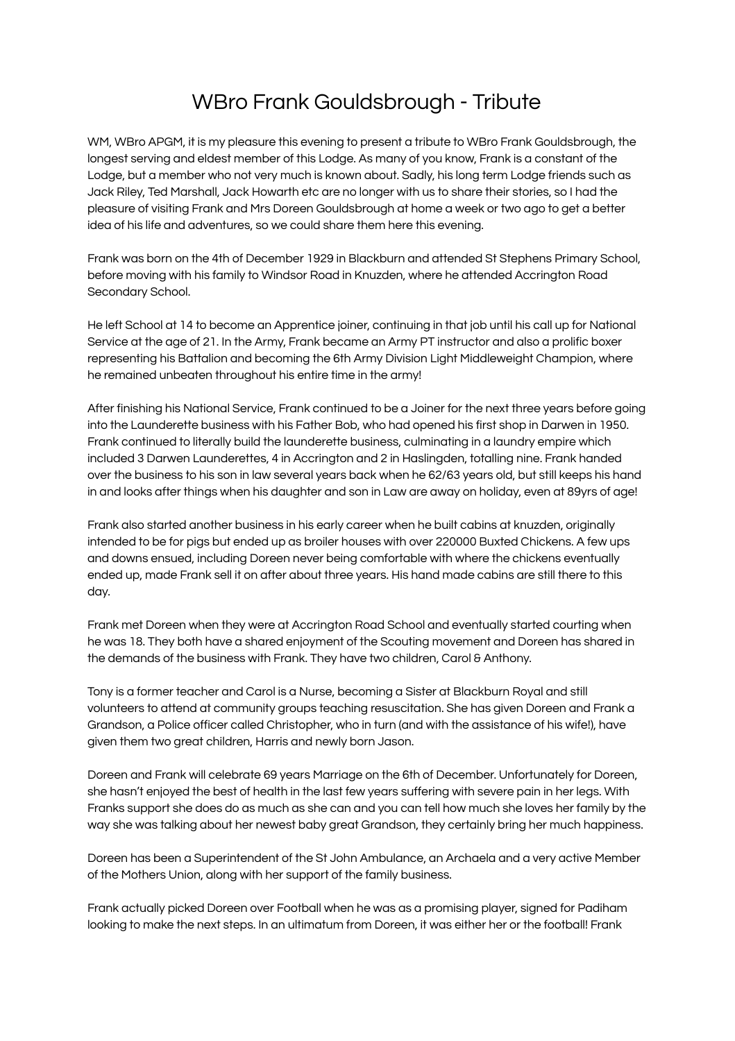# WBro Frank Gouldsbrough - Tribute

WM, WBro APGM, it is my pleasure this evening to present a tribute to WBro Frank Gouldsbrough, the longest serving and eldest member of this Lodge. As many of you know, Frank is a constant of the Lodge, but a member who not very much is known about. Sadly, his long term Lodge friends such as Jack Riley, Ted Marshall, Jack Howarth etc are no longer with us to share their stories, so I had the pleasure of visiting Frank and Mrs Doreen Gouldsbrough at home a week or two ago to get a better idea of his life and adventures, so we could share them here this evening.

Frank was born on the 4th of December 1929 in Blackburn and attended St Stephens Primary School, before moving with his family to Windsor Road in Knuzden, where he attended Accrington Road Secondary School.

He left School at 14 to become an Apprentice joiner, continuing in that job until his call up for National Service at the age of 21. In the Army, Frank became an Army PT instructor and also a prolific boxer representing his Battalion and becoming the 6th Army Division Light Middleweight Champion, where he remained unbeaten throughout his entire time in the army!

After finishing his National Service, Frank continued to be a Joiner for the next three years before going into the Launderette business with his Father Bob, who had opened his first shop in Darwen in 1950. Frank continued to literally build the launderette business, culminating in a laundry empire which included 3 Darwen Launderettes, 4 in Accrington and 2 in Haslingden, totalling nine. Frank handed over the business to his son in law several years back when he 62/63 years old, but still keeps his hand in and looks after things when his daughter and son in Law are away on holiday, even at 89yrs of age!

Frank also started another business in his early career when he built cabins at knuzden, originally intended to be for pigs but ended up as broiler houses with over 220000 Buxted Chickens. A few ups and downs ensued, including Doreen never being comfortable with where the chickens eventually ended up, made Frank sell it on after about three years. His hand made cabins are still there to this day.

Frank met Doreen when they were at Accrington Road School and eventually started courting when he was 18. They both have a shared enjoyment of the Scouting movement and Doreen has shared in the demands of the business with Frank. They have two children, Carol & Anthony.

Tony is a former teacher and Carol is a Nurse, becoming a Sister at Blackburn Royal and still volunteers to attend at community groups teaching resuscitation. She has given Doreen and Frank a Grandson, a Police officer called Christopher, who in turn (and with the assistance of his wife!), have given them two great children, Harris and newly born Jason.

Doreen and Frank will celebrate 69 years Marriage on the 6th of December. Unfortunately for Doreen, she hasn't enjoyed the best of health in the last few years suffering with severe pain in her legs. With Franks support she does do as much as she can and you can tell how much she loves her family by the way she was talking about her newest baby great Grandson, they certainly bring her much happiness.

Doreen has been a Superintendent of the St John Ambulance, an Archaela and a very active Member of the Mothers Union, along with her support of the family business.

Frank actually picked Doreen over Football when he was as a promising player, signed for Padiham looking to make the next steps. In an ultimatum from Doreen, it was either her or the football! Frank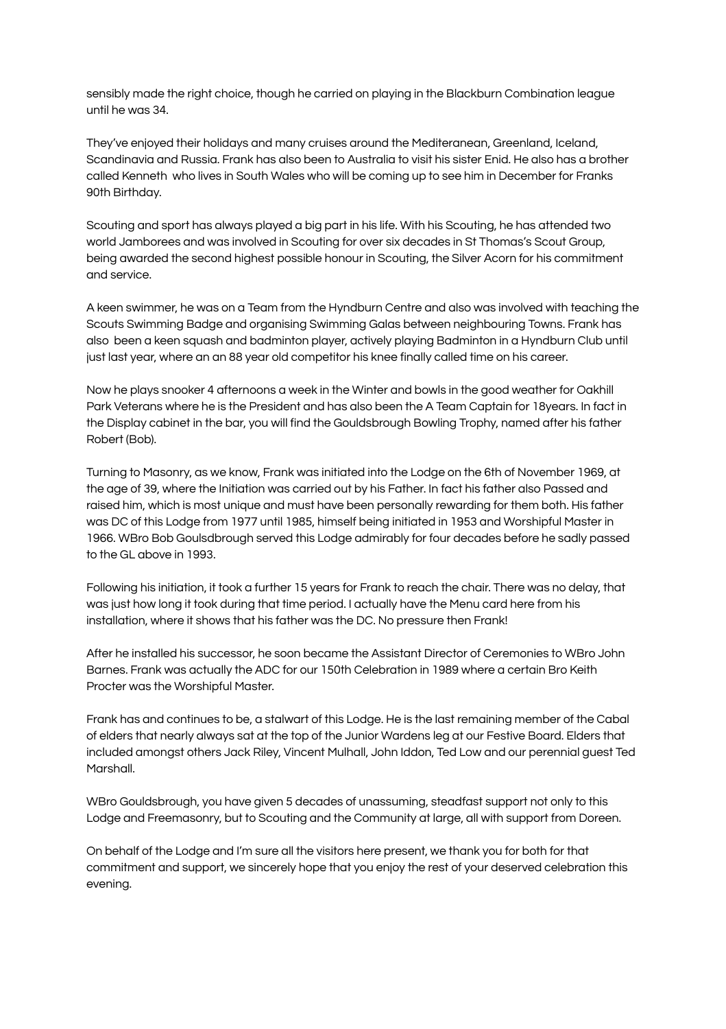sensibly made the right choice, though he carried on playing in the Blackburn Combination league until he was 34.

They've enjoyed their holidays and many cruises around the Mediteranean, Greenland, Iceland, Scandinavia and Russia. Frank has also been to Australia to visit his sister Enid. He also has a brother called Kenneth who lives in South Wales who will be coming up to see him in December for Franks 90th Birthday.

Scouting and sport has always played a big part in his life. With his Scouting, he has attended two world Jamborees and was involved in Scouting for over six decades in St Thomas's Scout Group, being awarded the second highest possible honour in Scouting, the Silver Acorn for his commitment and service.

A keen swimmer, he was on a Team from the Hyndburn Centre and also was involved with teaching the Scouts Swimming Badge and organising Swimming Galas between neighbouring Towns. Frank has also been a keen squash and badminton player, actively playing Badminton in a Hyndburn Club until just last year, where an an 88 year old competitor his knee finally called time on his career.

Now he plays snooker 4 afternoons a week in the Winter and bowls in the good weather for Oakhill Park Veterans where he is the President and has also been the A Team Captain for 18years. In fact in the Display cabinet in the bar, you will find the Gouldsbrough Bowling Trophy, named after his father Robert (Bob).

Turning to Masonry, as we know, Frank was initiated into the Lodge on the 6th of November 1969, at the age of 39, where the Initiation was carried out by his Father. In fact his father also Passed and raised him, which is most unique and must have been personally rewarding for them both. His father was DC of this Lodge from 1977 until 1985, himself being initiated in 1953 and Worshipful Master in 1966. WBro Bob Goulsdbrough served this Lodge admirably for four decades before he sadly passed to the GL above in 1993.

Following his initiation, it took a further 15 years for Frank to reach the chair. There was no delay, that was just how long it took during that time period. I actually have the Menu card here from his installation, where it shows that his father was the DC. No pressure then Frank!

After he installed his successor, he soon became the Assistant Director of Ceremonies to WBro John Barnes. Frank was actually the ADC for our 150th Celebration in 1989 where a certain Bro Keith Procter was the Worshipful Master.

Frank has and continues to be, a stalwart of this Lodge. He is the last remaining member of the Cabal of elders that nearly always sat at the top of the Junior Wardens leg at our Festive Board. Elders that included amongst others Jack Riley, Vincent Mulhall, John Iddon, Ted Low and our perennial guest Ted Marshall.

WBro Gouldsbrough, you have given 5 decades of unassuming, steadfast support not only to this Lodge and Freemasonry, but to Scouting and the Community at large, all with support from Doreen.

On behalf of the Lodge and I'm sure all the visitors here present, we thank you for both for that commitment and support, we sincerely hope that you enjoy the rest of your deserved celebration this evening.